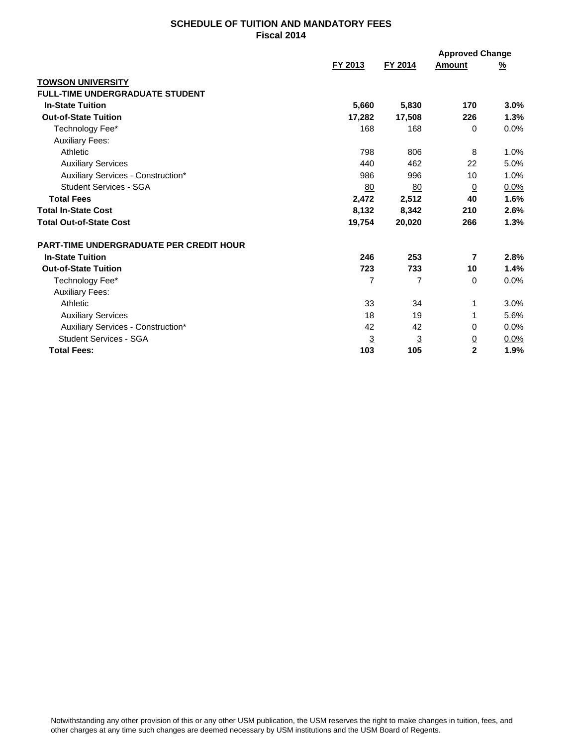# SCHEDULE OF TUITION AND MANDATORY FEES
## Fiscal 2014

| | FY 2013 | FY 2014 | Approved Change Amount | Approved Change % |
|---|---|---|---|---|
| **TOWSON UNIVERSITY** | | | | |
| **FULL-TIME UNDERGRADUATE STUDENT** | | | | |
| **In-State Tuition** | **5,660** | **5,830** | **170** | **3.0%** |
| **Out-of-State Tuition** | **17,282** | **17,508** | **226** | **1.3%** |
| Technology Fee* | 168 | 168 | 0 | 0.0% |
| Auxiliary Fees: | | | | |
| Athletic | 798 | 806 | 8 | 1.0% |
| Auxiliary Services | 440 | 462 | 22 | 5.0% |
| Auxiliary Services - Construction* | 986 | 996 | 10 | 1.0% |
| Student Services - SGA | 80 | 80 | 0 | 0.0% |
| **Total Fees** | **2,472** | **2,512** | **40** | **1.6%** |
| **Total In-State Cost** | **8,132** | **8,342** | **210** | **2.6%** |
| **Total Out-of-State Cost** | **19,754** | **20,020** | **266** | **1.3%** |
| **PART-TIME UNDERGRADUATE PER CREDIT HOUR** | | | | |
| **In-State Tuition** | **246** | **253** | **7** | **2.8%** |
| **Out-of-State Tuition** | **723** | **733** | **10** | **1.4%** |
| Technology Fee* | 7 | 7 | 0 | 0.0% |
| Auxiliary Fees: | | | | |
| Athletic | 33 | 34 | 1 | 3.0% |
| Auxiliary Services | 18 | 19 | 1 | 5.6% |
| Auxiliary Services - Construction* | 42 | 42 | 0 | 0.0% |
| Student Services - SGA | 3 | 3 | 0 | 0.0% |
| **Total Fees:** | **103** | **105** | **2** | **1.9%** |

Notwithstanding any other provision of this or any other USM publication, the USM reserves the right to make changes in tuition, fees, and other charges at any time such changes are deemed necessary by USM institutions and the USM Board of Regents.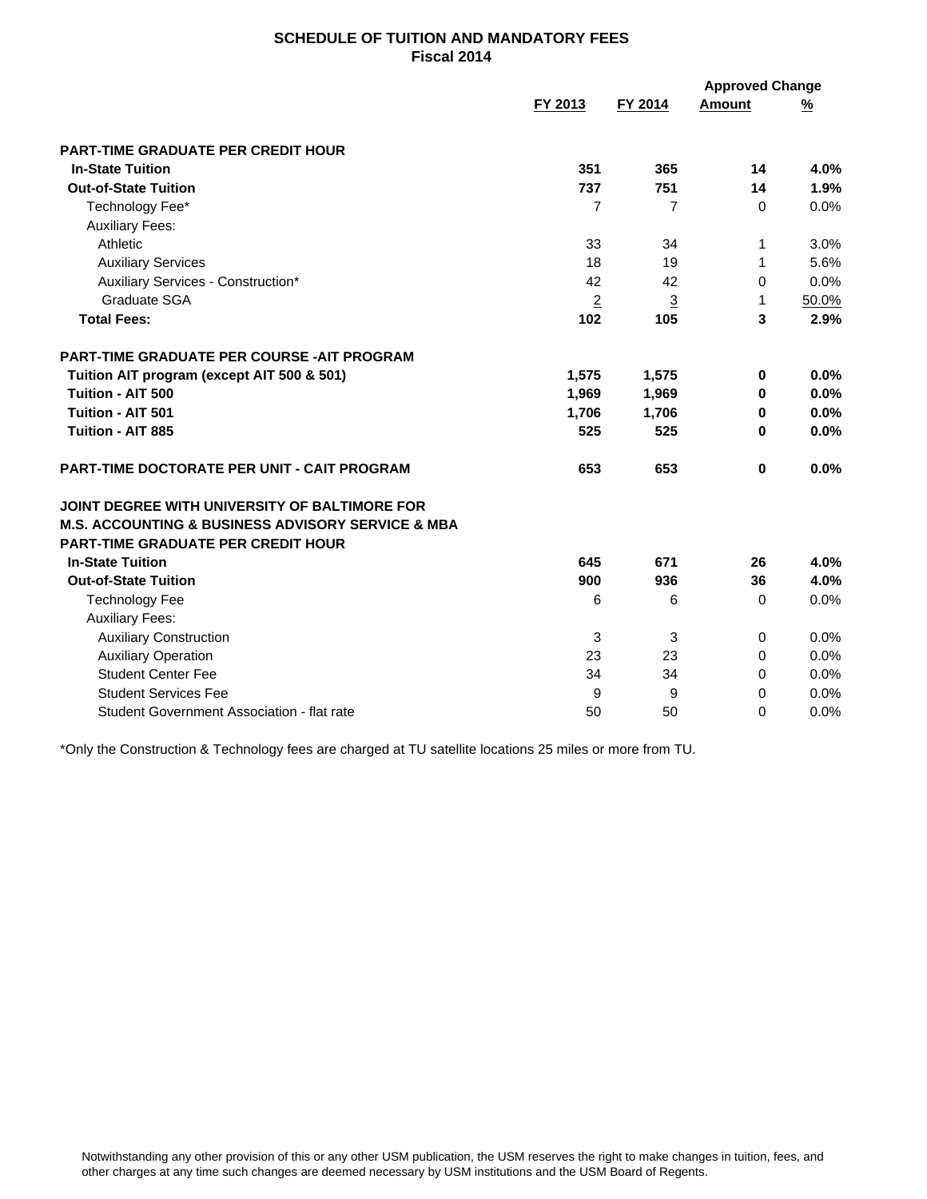## SCHEDULE OF TUITION AND MANDATORY FEES
### Fiscal 2014

| | FY 2013 | FY 2014 | Approved Change Amount | Approved Change % |
|---|---|---|---|---|
| **PART-TIME GRADUATE PER CREDIT HOUR** | | | | |
| **In-State Tuition** | **351** | **365** | **14** | **4.0%** |
| **Out-of-State Tuition** | **737** | **751** | **14** | **1.9%** |
| Technology Fee* | 7 | 7 | 0 | 0.0% |
| Auxiliary Fees: | | | | |
| Athletic | 33 | 34 | 1 | 3.0% |
| Auxiliary Services | 18 | 19 | 1 | 5.6% |
| Auxiliary Services - Construction* | 42 | 42 | 0 | 0.0% |
| Graduate SGA | 2 | 3 | 1 | 50.0% |
| **Total Fees:** | **102** | **105** | **3** | **2.9%** |
| **PART-TIME GRADUATE PER COURSE -AIT PROGRAM** | | | | |
| **Tuition AIT program (except AIT 500 & 501)** | **1,575** | **1,575** | **0** | **0.0%** |
| **Tuition - AIT 500** | **1,969** | **1,969** | **0** | **0.0%** |
| **Tuition - AIT 501** | **1,706** | **1,706** | **0** | **0.0%** |
| **Tuition - AIT 885** | **525** | **525** | **0** | **0.0%** |
| **PART-TIME DOCTORATE PER UNIT - CAIT PROGRAM** | **653** | **653** | **0** | **0.0%** |
| **JOINT DEGREE WITH UNIVERSITY OF BALTIMORE FOR M.S. ACCOUNTING & BUSINESS ADVISORY SERVICE & MBA PART-TIME GRADUATE PER CREDIT HOUR** | | | | |
| **In-State Tuition** | **645** | **671** | **26** | **4.0%** |
| **Out-of-State Tuition** | **900** | **936** | **36** | **4.0%** |
| Technology Fee | 6 | 6 | 0 | 0.0% |
| Auxiliary Fees: | | | | |
| Auxiliary Construction | 3 | 3 | 0 | 0.0% |
| Auxiliary Operation | 23 | 23 | 0 | 0.0% |
| Student Center Fee | 34 | 34 | 0 | 0.0% |
| Student Services Fee | 9 | 9 | 0 | 0.0% |
| Student Government Association - flat rate | 50 | 50 | 0 | 0.0% |

*Only the Construction & Technology fees are charged at TU satellite locations 25 miles or more from TU.

Notwithstanding any other provision of this or any other USM publication, the USM reserves the right to make changes in tuition, fees, and other charges at any time such changes are deemed necessary by USM institutions and the USM Board of Regents.